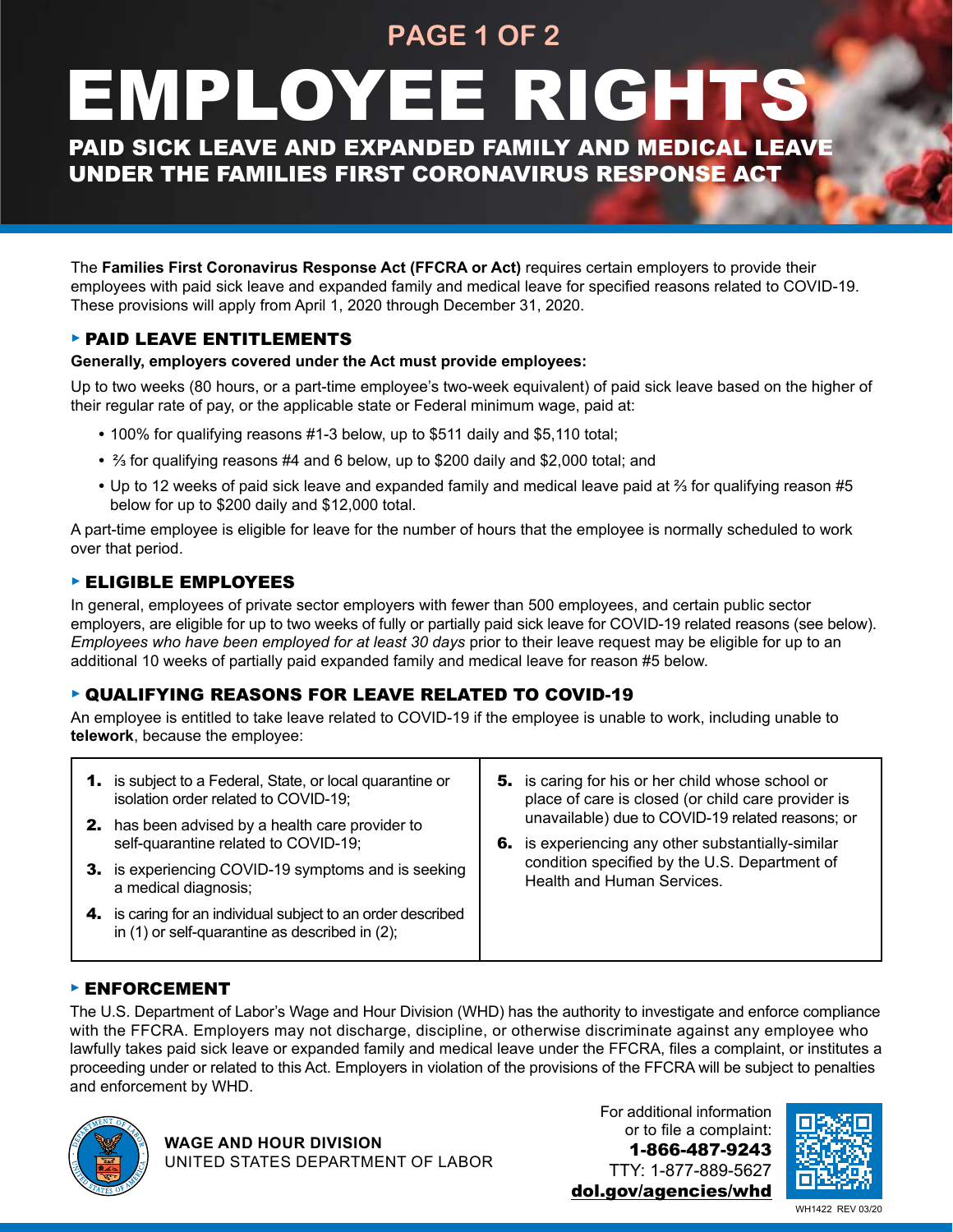# EMPLOYEE RIGHTS

## PAID SICK LEAVE AND EXPANDED FAMILY AND MEDICAL LEAVE UNDER THE FAMILIES FIRST CORONAVIRUS RESPONSE ACT

The **Families First Coronavirus Response Act (FFCRA or Act)** requires certain employers to provide their employees with paid sick leave and expanded family and medical leave for specified reasons related to COVID-19. These provisions will apply from April 1, 2020 through December 31, 2020.

### ▸ PAID LEAVE ENTITLEMENTS

**Generally, employers covered under the Act must provide employees:**

Up to two weeks (80 hours, or a part-time employee's two-week equivalent) of paid sick leave based on the higher of their regular rate of pay, or the applicable state or Federal minimum wage, paid at:

- 100% for qualifying reasons #1-3 below, up to $511 daily and $5,110 total;
- ⅔ for qualifying reasons #4 and 6 below, up to $200 daily and $2,000 total; and
- Up to 12 weeks of paid sick leave and expanded family and medical leave paid at ⅔ for qualifying reason #5 below for up to $200 daily and $12,000 total.

A part-time employee is eligible for leave for the number of hours that the employee is normally scheduled to work over that period.

### ▸ ELIGIBLE EMPLOYEES

In general, employees of private sector employers with fewer than 500 employees, and certain public sector employers, are eligible for up to two weeks of fully or partially paid sick leave for COVID-19 related reasons (see below). *Employees who have been employed for at least 30 days* prior to their leave request may be eligible for up to an additional 10 weeks of partially paid expanded family and medical leave for reason #5 below.

### ▸ QUALIFYING REASONS FOR LEAVE RELATED TO COVID-19

An employee is entitled to take leave related to COVID-19 if the employee is unable to work, including unable to **telework**, because the employee:

1. is subject to a Federal, State, or local quarantine or isolation order related to COVID-19;
2. has been advised by a health care provider to self-quarantine related to COVID-19;
3. is experiencing COVID-19 symptoms and is seeking a medical diagnosis;
4. is caring for an individual subject to an order described in (1) or self-quarantine as described in (2);
5. is caring for his or her child whose school or place of care is closed (or child care provider is unavailable) due to COVID-19 related reasons; or
6. is experiencing any other substantially-similar condition specified by the U.S. Department of Health and Human Services.

### ▸ ENFORCEMENT

The U.S. Department of Labor's Wage and Hour Division (WHD) has the authority to investigate and enforce compliance with the FFCRA. Employers may not discharge, discipline, or otherwise discriminate against any employee who lawfully takes paid sick leave or expanded family and medical leave under the FFCRA, files a complaint, or institutes a proceeding under or related to this Act. Employers in violation of the provisions of the FFCRA will be subject to penalties and enforcement by WHD.

**WAGE AND HOUR DIVISION**
UNITED STATES DEPARTMENT OF LABOR

For additional information or to file a complaint:
**1-866-487-9243**
TTY: 1-877-889-5627
**dol.gov/agencies/whd**

WH1422 REV 03/20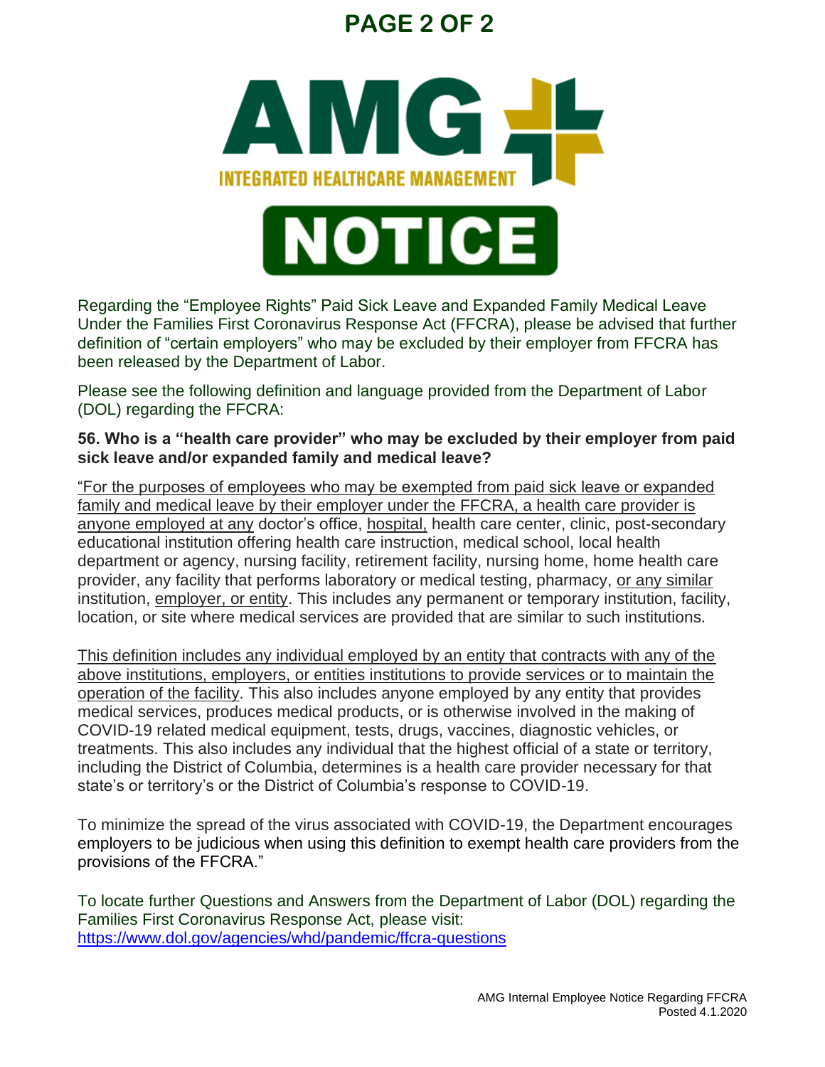# AMG

INTEGRATED HEALTHCARE MANAGEMENT

# NOTICE

Regarding the "Employee Rights" Paid Sick Leave and Expanded Family Medical Leave Under the Families First Coronavirus Response Act (FFCRA), please be advised that further definition of "certain employers" who may be excluded by their employer from FFCRA has been released by the Department of Labor.

Please see the following definition and language provided from the Department of Labor (DOL) regarding the FFCRA:

**56. Who is a "health care provider" who may be excluded by their employer from paid sick leave and/or expanded family and medical leave?**

"For the purposes of employees who may be exempted from paid sick leave or expanded family and medical leave by their employer under the FFCRA, a health care provider is anyone employed at any doctor's office, hospital, health care center, clinic, post-secondary educational institution offering health care instruction, medical school, local health department or agency, nursing facility, retirement facility, nursing home, home health care provider, any facility that performs laboratory or medical testing, pharmacy, or any similar institution, employer, or entity. This includes any permanent or temporary institution, facility, location, or site where medical services are provided that are similar to such institutions.

This definition includes any individual employed by an entity that contracts with any of the above institutions, employers, or entities institutions to provide services or to maintain the operation of the facility. This also includes anyone employed by any entity that provides medical services, produces medical products, or is otherwise involved in the making of COVID-19 related medical equipment, tests, drugs, vaccines, diagnostic vehicles, or treatments. This also includes any individual that the highest official of a state or territory, including the District of Columbia, determines is a health care provider necessary for that state's or territory's or the District of Columbia's response to COVID-19.

To minimize the spread of the virus associated with COVID-19, the Department encourages employers to be judicious when using this definition to exempt health care providers from the provisions of the FFCRA."

To locate further Questions and Answers from the Department of Labor (DOL) regarding the Families First Coronavirus Response Act, please visit:
https://www.dol.gov/agencies/whd/pandemic/ffcra-questions

AMG Internal Employee Notice Regarding FFCRA
Posted 4.1.2020